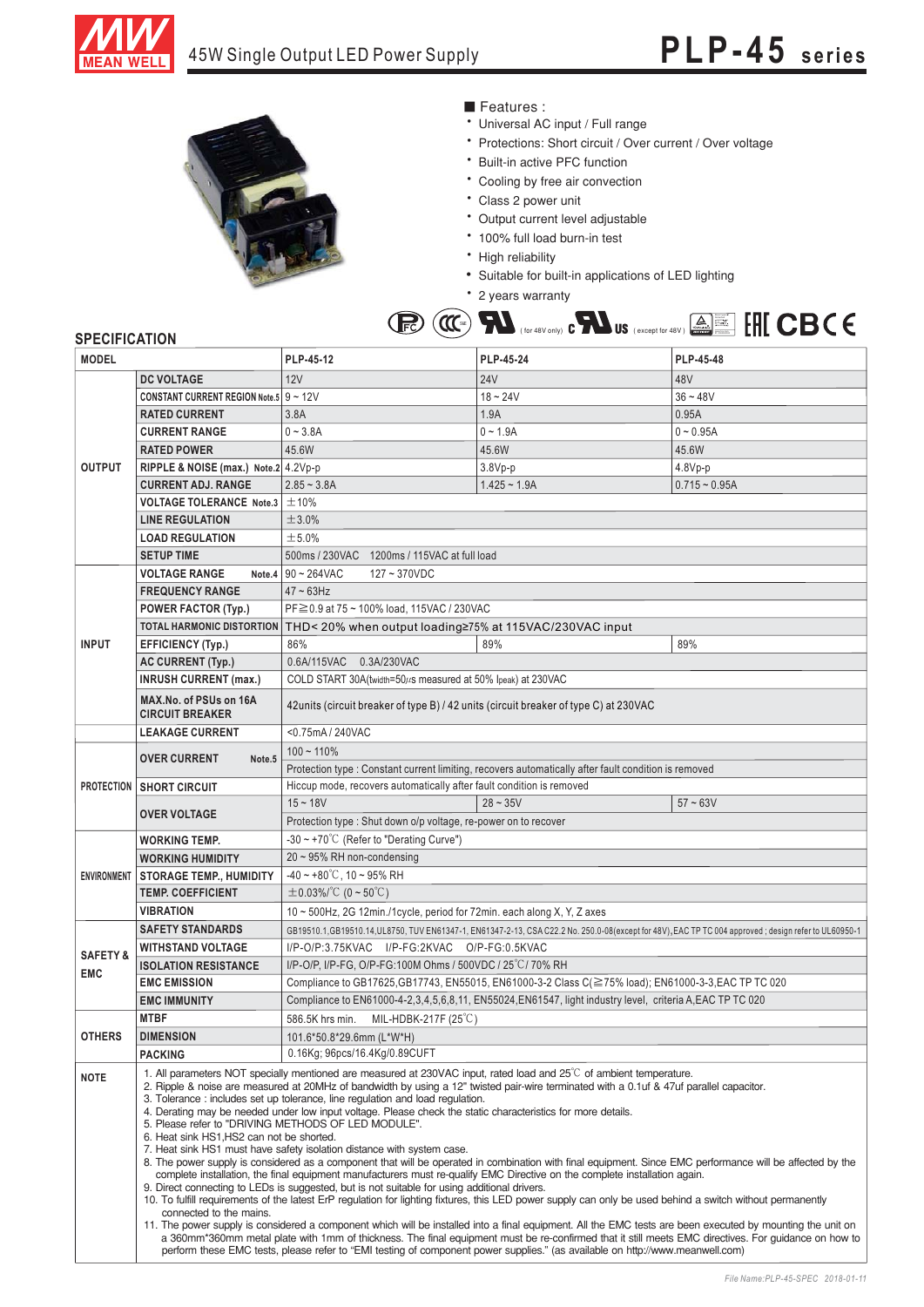# 45W Single Output LED Power Supply

## PLP-45 series

■ Features :

- Universal AC input / Full range
- Protections: Short circuit / Over current / Over voltage
- Built-in active PFC function
- Cooling by free air convection
- Class 2 power unit
- Output current level adjustable
- 100% full load burn-in test
- High reliability
- Suitable for built-in applications of LED lighting
- 2 years warranty

(for 48V only) (except for 48V)

## SPECIFICATION

| MODEL | | PLP-45-12 | PLP-45-24 | PLP-45-48 |
|---|---|---|---|---|
| OUTPUT | DC VOLTAGE | 12V | 24V | 48V |
| | CONSTANT CURRENT REGION Note.5 | 9 ~ 12V | 18 ~ 24V | 36 ~ 48V |
| | RATED CURRENT | 3.8A | 1.9A | 0.95A |
| | CURRENT RANGE | 0 ~ 3.8A | 0 ~ 1.9A | 0 ~ 0.95A |
| | RATED POWER | 45.6W | 45.6W | 45.6W |
| | RIPPLE & NOISE (max.) Note.2 | 4.2Vp-p | 3.8Vp-p | 4.8Vp-p |
| | CURRENT ADJ. RANGE | 2.85 ~ 3.8A | 1.425 ~ 1.9A | 0.715 ~ 0.95A |
| | VOLTAGE TOLERANCE Note.3 | ±10% | | |
| | LINE REGULATION | ±3.0% | | |
| | LOAD REGULATION | ±5.0% | | |
| | SETUP TIME | 500ms / 230VAC 1200ms / 115VAC at full load | | |
| INPUT | VOLTAGE RANGE Note.4 | 90 ~ 264VAC 127 ~ 370VDC | | |
| | FREQUENCY RANGE | 47 ~ 63Hz | | |
| | POWER FACTOR (Typ.) | PF≧0.9 at 75 ~ 100% load, 115VAC / 230VAC | | |
| | TOTAL HARMONIC DISTORTION | THD< 20% when output loading≧75% at 115VAC/230VAC input | | |
| | EFFICIENCY (Typ.) | 86% | 89% | 89% |
| | AC CURRENT (Typ.) | 0.6A/115VAC 0.3A/230VAC | | |
| | INRUSH CURRENT (max.) | COLD START 30A(twidth=50μs measured at 50% Ipeak) at 230VAC | | |
| | MAX.No. of PSUs on 16A CIRCUIT BREAKER | 42units (circuit breaker of type B) / 42 units (circuit breaker of type C) at 230VAC | | |
| | LEAKAGE CURRENT | <0.75mA / 240VAC | | |
| PROTECTION | OVER CURRENT Note.5 | 100 ~ 110% | | |
| | | Protection type : Constant current limiting, recovers automatically after fault condition is removed | | |
| | SHORT CIRCUIT | Hiccup mode, recovers automatically after fault condition is removed | | |
| | OVER VOLTAGE | 15 ~ 18V | 28 ~ 35V | 57 ~ 63V |
| | | Protection type : Shut down o/p voltage, re-power on to recover | | |
| ENVIRONMENT | WORKING TEMP. | -30 ~ +70℃ (Refer to "Derating Curve") | | |
| | WORKING HUMIDITY | 20 ~ 95% RH non-condensing | | |
| | STORAGE TEMP., HUMIDITY | -40 ~ +80℃, 10 ~ 95% RH | | |
| | TEMP. COEFFICIENT | ±0.03%/℃ (0 ~ 50℃) | | |
| | VIBRATION | 10 ~ 500Hz, 2G 12min./1cycle, period for 72min. each along X, Y, Z axes | | |
| SAFETY & EMC | SAFETY STANDARDS | GB19510.1,GB19510.14,UL8750, TUV EN61347-1, EN61347-2-13, CSA C22.2 No. 250.0-08(except for 48V),EAC TP TC 004 approved ; design refer to UL60950-1 | | |
| | WITHSTAND VOLTAGE | I/P-O/P:3.75KVAC I/P-FG:2KVAC O/P-FG:0.5KVAC | | |
| | ISOLATION RESISTANCE | I/P-O/P, I/P-FG, O/P-FG:100M Ohms / 500VDC / 25℃/ 70% RH | | |
| | EMC EMISSION | Compliance to GB17625,GB17743, EN55015, EN61000-3-2 Class C(≧75% load); EN61000-3-3,EAC TP TC 020 | | |
| | EMC IMMUNITY | Compliance to EN61000-4-2,3,4,5,6,8,11, EN55024,EN61547, light industry level, criteria A,EAC TP TC 020 | | |
| OTHERS | MTBF | 586.5K hrs min. MIL-HDBK-217F (25℃) | | |
| | DIMENSION | 101.6*50.8*29.6mm (L*W*H) | | |
| | PACKING | 0.16Kg; 96pcs/16.4Kg/0.89CUFT | | |

**NOTE**

1. All parameters NOT specially mentioned are measured at 230VAC input, rated load and 25℃ of ambient temperature.
2. Ripple & noise are measured at 20MHz of bandwidth by using a 12" twisted pair-wire terminated with a 0.1uf & 47uf parallel capacitor.
3. Tolerance : includes set up tolerance, line regulation and load regulation.
4. Derating may be needed under low input voltage. Please check the static characteristics for more details.
5. Please refer to "DRIVING METHODS OF LED MODULE".
6. Heat sink HS1,HS2 can not be shorted.
7. Heat sink HS1 must have safety isolation distance with system case.
8. The power supply is considered as a component that will be operated in combination with final equipment. Since EMC performance will be affected by the complete installation, the final equipment manufacturers must re-qualify EMC Directive on the complete installation again.
9. Direct connecting to LEDs is suggested, but is not suitable for using additional drivers.
10. To fulfill requirements of the latest ErP regulation for lighting fixtures, this LED power supply can only be used behind a switch without permanently connected to the mains.
11. The power supply is considered a component which will be installed into a final equipment. All the EMC tests are been executed by mounting the unit on a 360mm*360mm metal plate with 1mm of thickness. The final equipment must be re-confirmed that it still meets EMC directives. For guidance on how to perform these EMC tests, please refer to "EMI testing of component power supplies." (as available on http://www.meanwell.com)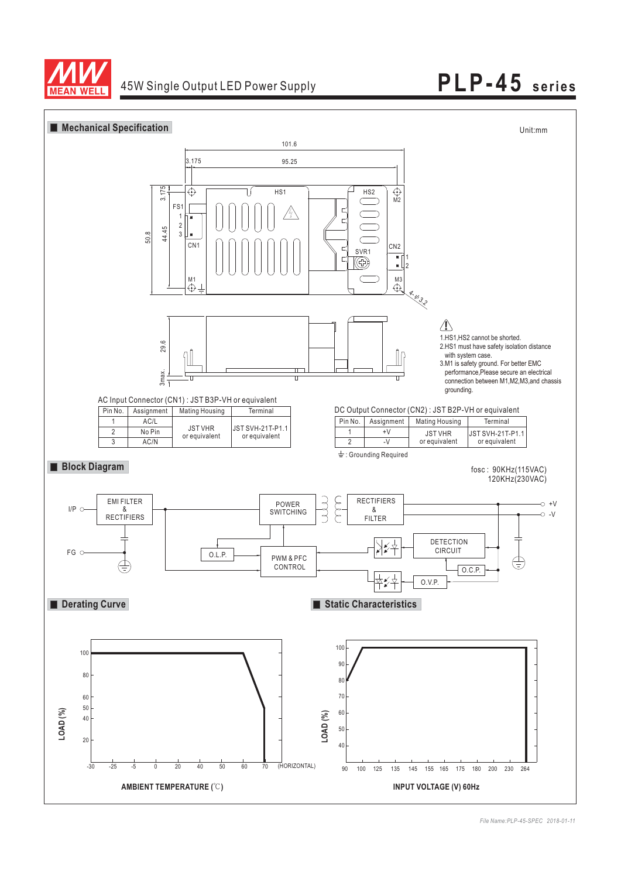45W Single Output LED Power Supply **PLP-45 series**

## Mechanical Specification

Unit:mm

⚠
1.HS1,HS2 cannot be shorted.
2.HS1 must have safety isolation distance with system case.
3.M1 is safety ground. For better EMC performance,Please secure an electrical connection between M1,M2,M3,and chassis grounding.

AC Input Connector (CN1) : JST B3P-VH or equivalent

| Pin No. | Assignment | Mating Housing | Terminal |
|---|---|---|---|
| 1 | AC/L | JST VHR or equivalent | JST SVH-21T-P1.1 or equivalent |
| 2 | No Pin | | |
| 3 | AC/N | | |

DC Output Connector (CN2) : JST B2P-VH or equivalent

| Pin No. | Assignment | Mating Housing | Terminal |
|---|---|---|---|
| 1 | +V | JST VHR or equivalent | JST SVH-21T-P1.1 or equivalent |
| 2 | -V | | |

⏚ : Grounding Required

## Block Diagram

fosc : 90KHz(115VAC)
120KHz(230VAC)

## Derating Curve

## Static Characteristics

File Name:PLP-45-SPEC 2018-01-11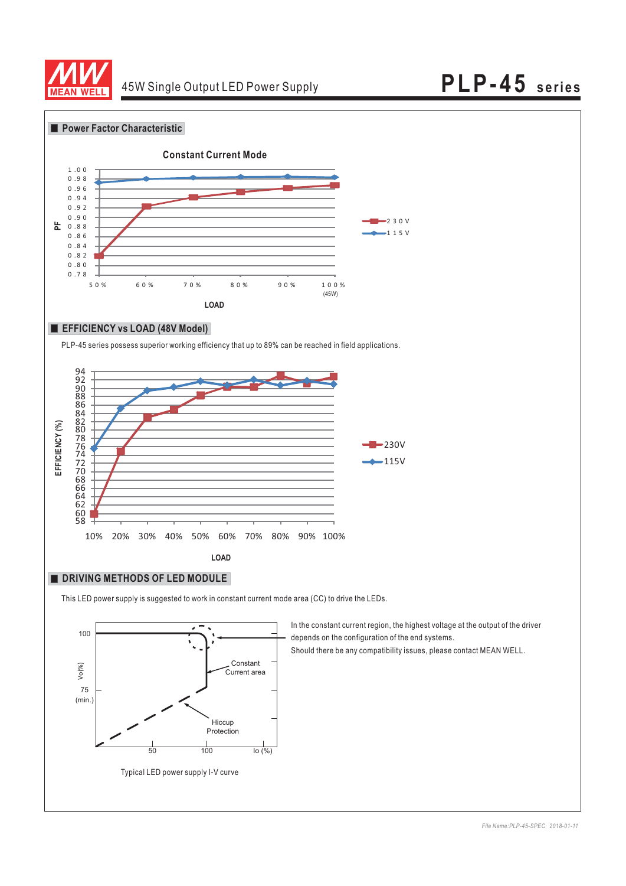## Power Factor Characteristic

Constant Current Mode

PF

1.00
0.98
0.96
0.94
0.92
0.90
0.88
0.86
0.84
0.82
0.80
0.78

50% 60% 70% 80% 90% 100% (45W)

LOAD

230V
115V

## EFFICIENCY vs LOAD (48V Model)

PLP-45 series possess superior working efficiency that up to 89% can be reached in field applications.

EFFICIENCY (%)

94
92
90
88
86
84
82
80
78
76
74
72
70
68
66
64
62
60
58

10% 20% 30% 40% 50% 60% 70% 80% 90% 100%

LOAD

230V
115V

## DRIVING METHODS OF LED MODULE

This LED power supply is suggested to work in constant current mode area (CC) to drive the LEDs.

Vo(%)

100
75 (min.)

50 100 Io (%)

Constant Current area

Hiccup Protection

Typical LED power supply I-V curve

In the constant current region, the highest voltage at the output of the driver depends on the configuration of the end systems.

Should there be any compatibility issues, please contact MEAN WELL.